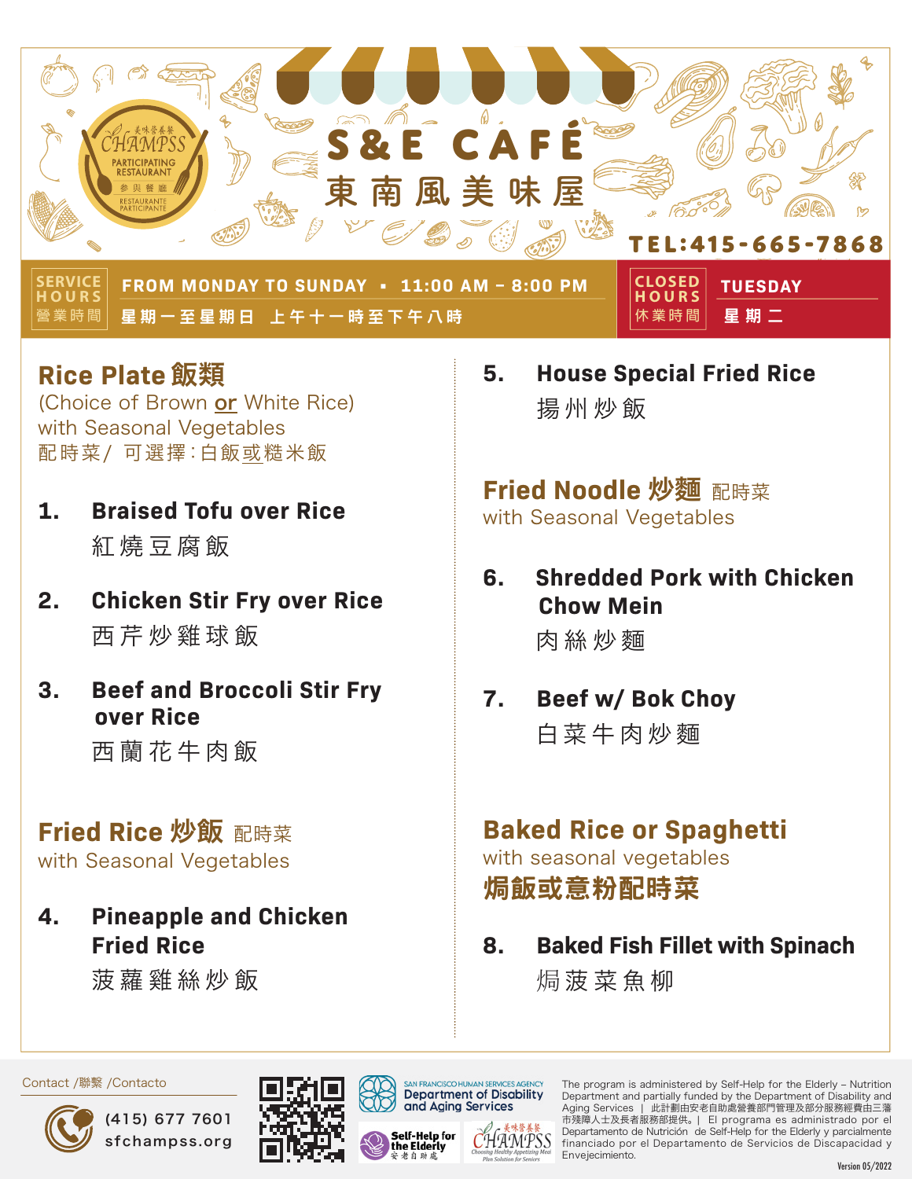CHAMPSS PARTICIPATING RESTAURANT 參與餐廳 RESTAURANTE PARTICIPANTE

# S&E CAFÉ
# 東南風美味屋

TEL:415-665-7868

**SERVICE HOURS 營業時間**
FROM MONDAY TO SUNDAY ▪ 11:00 AM – 8:00 PM
星期一至星期日 上午十一時至下午八時

**CLOSED HOURS 休業時間**
TUESDAY
星期二

## Rice Plate 飯類

(Choice of Brown **or** White Rice)
with Seasonal Vegetables
配時菜/ 可選擇:白飯或糙米飯

1. **Braised Tofu over Rice**
   紅燒豆腐飯

2. **Chicken Stir Fry over Rice**
   西芹炒雞球飯

3. **Beef and Broccoli Stir Fry over Rice**
   西蘭花牛肉飯

## Fried Rice 炒飯 配時菜

with Seasonal Vegetables

4. **Pineapple and Chicken Fried Rice**
   菠蘿雞絲炒飯

5. **House Special Fried Rice**
   揚州炒飯

## Fried Noodle 炒麵 配時菜

with Seasonal Vegetables

6. **Shredded Pork with Chicken Chow Mein**
   肉絲炒麵

7. **Beef w/ Bok Choy**
   白菜牛肉炒麵

## Baked Rice or Spaghetti

with seasonal vegetables
**焗飯或意粉配時菜**

8. **Baked Fish Fillet with Spinach**
   焗菠菜魚柳

---

Contact /聯繫 /Contacto
(415) 677 7601
sfchampss.org

SAN FRANCISCO HUMAN SERVICES AGENCY Department of Disability and Aging Services

Self-Help for the Elderly 安老自助處

CHAMPSS Choosing Healthy Appetizing Meal Plan Solution for Seniors

The program is administered by Self-Help for the Elderly – Nutrition Department and partially funded by the Department of Disability and Aging Services | 此計劃由安老自助處營養部門管理及部分服務經費由三藩市殘障人士及長者服務部提供。| El programa es administrado por el Departamento de Nutrición de Self-Help for the Elderly y parcialmente financiado por el Departamento de Servicios de Discapacidad y Envejecimiento.

Version 05/2022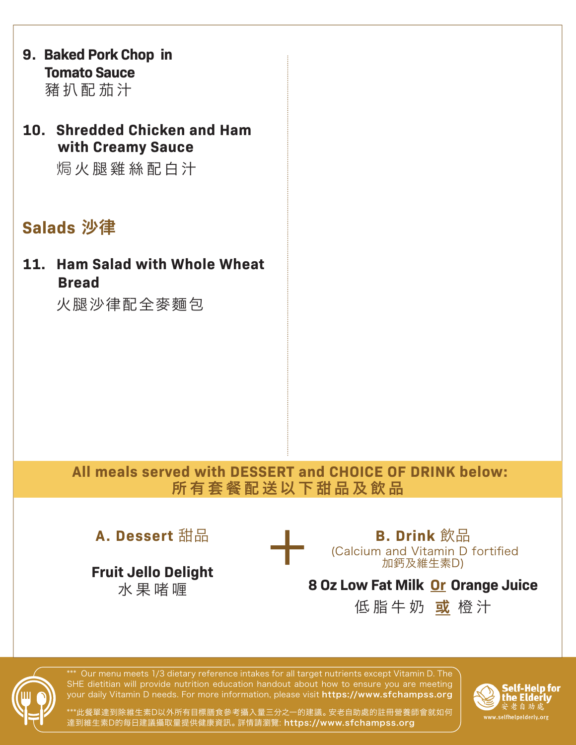9. **Baked Pork Chop in Tomato Sauce**
   豬扒配茄汁

10. **Shredded Chicken and Ham with Creamy Sauce**
    焗火腿雞絲配白汁

## Salads 沙律

11. **Ham Salad with Whole Wheat Bread**
    火腿沙律配全麥麵包

**All meals served with DESSERT and CHOICE OF DRINK below:**
**所有套餐配送以下甜品及飲品**

### A. Dessert 甜品

**Fruit Jello Delight**
水果啫喱

+

### B. Drink 飲品

(Calcium and Vitamin D fortified
加鈣及維生素D)

**8 Oz Low Fat Milk Or Orange Juice**
低脂牛奶 **或** 橙汁

*** Our menu meets 1/3 dietary reference intakes for all target nutrients except Vitamin D. The SHE dietitian will provide nutrition education handout about how to ensure you are meeting your daily Vitamin D needs. For more information, please visit **https://www.sfchampss.org**

***此餐單達到除維生素D以外所有目標膳食參考攝入量三分之一的建議。安老自助處的註冊營養師會就如何達到維生素D的每日建議攝取量提供健康資訊。詳情請瀏覽: **https://www.sfchampss.org**

Self-Help for the Elderly
安老自助處
www.selfhelpelderly.org